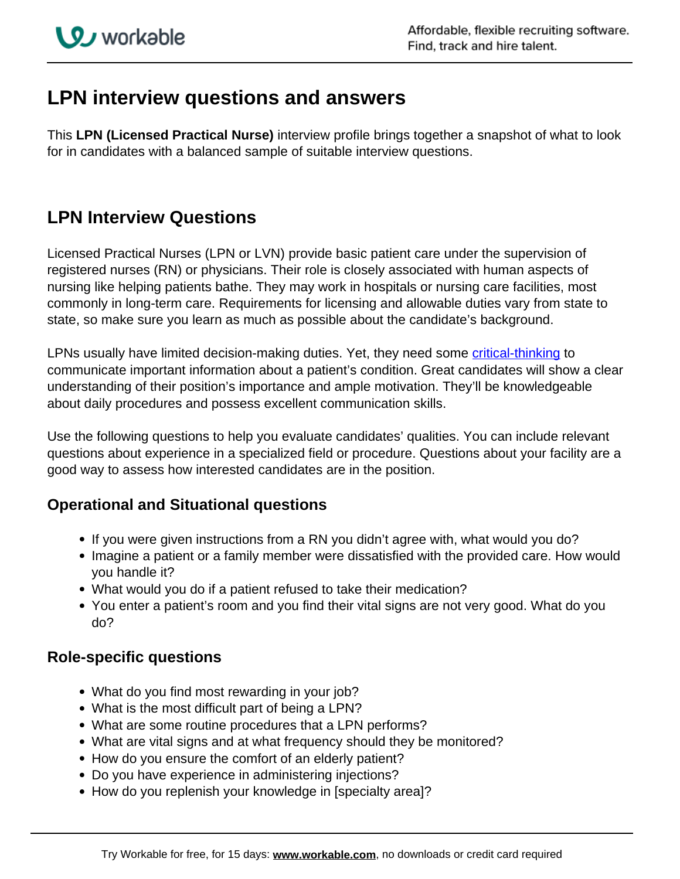# LPN interview questions and answers

This **LPN (Licensed Practical Nurse)** interview profile brings together a snapshot of what to look for in candidates with a balanced sample of suitable interview questions.

## LPN Interview Questions

Licensed Practical Nurses (LPN or LVN) provide basic patient care under the supervision of registered nurses (RN) or physicians. Their role is closely associated with human aspects of nursing like helping patients bathe. They may work in hospitals or nursing care facilities, most commonly in long-term care. Requirements for licensing and allowable duties vary from state to state, so make sure you learn as much as possible about the candidate's background.

LPNs usually have limited decision-making duties. Yet, they need some critical-thinking to communicate important information about a patient's condition. Great candidates will show a clear understanding of their position's importance and ample motivation. They'll be knowledgeable about daily procedures and possess excellent communication skills.

Use the following questions to help you evaluate candidates' qualities. You can include relevant questions about experience in a specialized field or procedure. Questions about your facility are a good way to assess how interested candidates are in the position.

### Operational and Situational questions

- If you were given instructions from a RN you didn't agree with, what would you do?
- Imagine a patient or a family member were dissatisfied with the provided care. How would you handle it?
- What would you do if a patient refused to take their medication?
- You enter a patient's room and you find their vital signs are not very good. What do you do?

### Role-specific questions

- What do you find most rewarding in your job?
- What is the most difficult part of being a LPN?
- What are some routine procedures that a LPN performs?
- What are vital signs and at what frequency should they be monitored?
- How do you ensure the comfort of an elderly patient?
- Do you have experience in administering injections?
- How do you replenish your knowledge in [specialty area]?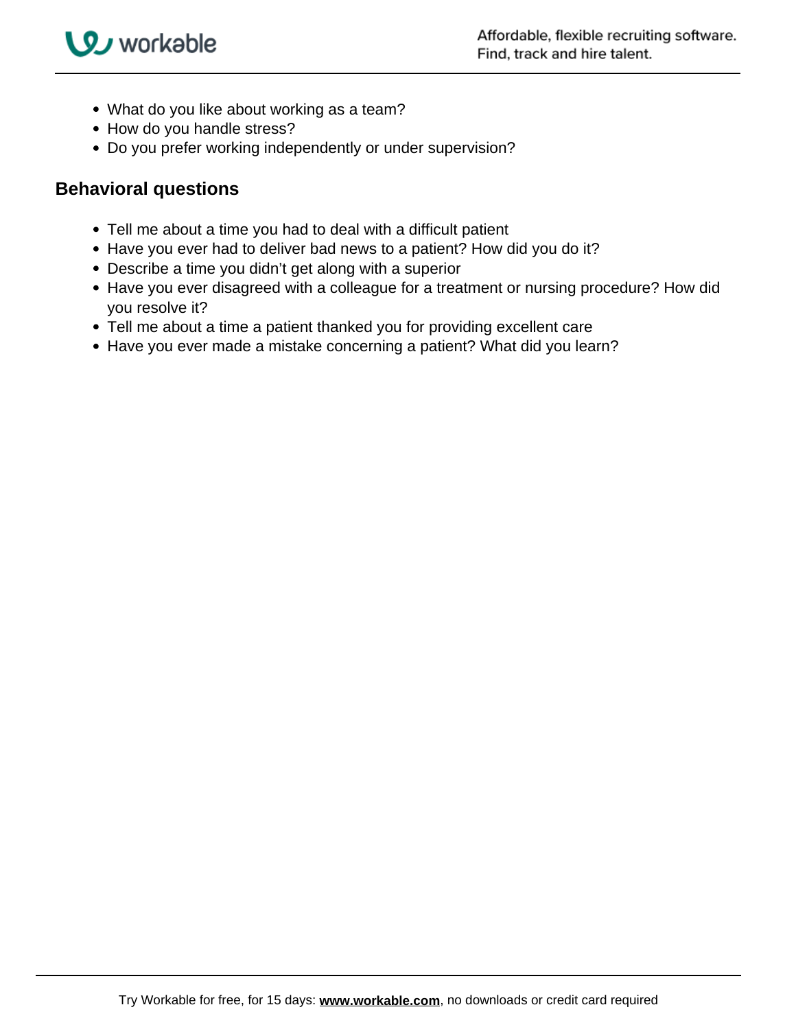- What do you like about working as a team?
- How do you handle stress?
- Do you prefer working independently or under supervision?

## Behavioral questions

- Tell me about a time you had to deal with a difficult patient
- Have you ever had to deliver bad news to a patient? How did you do it?
- Describe a time you didn't get along with a superior
- Have you ever disagreed with a colleague for a treatment or nursing procedure? How did you resolve it?
- Tell me about a time a patient thanked you for providing excellent care
- Have you ever made a mistake concerning a patient? What did you learn?